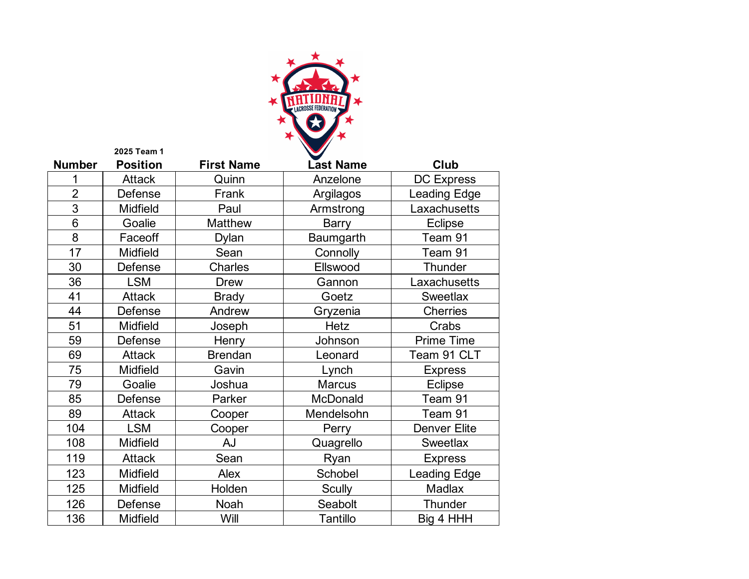NATIONAL LACROSSE FEDERATION

**2025 Team 1**

| Number | Position | First Name | Last Name | Club |
|---|---|---|---|---|
| 1 | Attack | Quinn | Anzelone | DC Express |
| 2 | Defense | Frank | Argilagos | Leading Edge |
| 3 | Midfield | Paul | Armstrong | Laxachusetts |
| 6 | Goalie | Matthew | Barry | Eclipse |
| 8 | Faceoff | Dylan | Baumgarth | Team 91 |
| 17 | Midfield | Sean | Connolly | Team 91 |
| 30 | Defense | Charles | Ellswood | Thunder |
| 36 | LSM | Drew | Gannon | Laxachusetts |
| 41 | Attack | Brady | Goetz | Sweetlax |
| 44 | Defense | Andrew | Gryzenia | Cherries |
| 51 | Midfield | Joseph | Hetz | Crabs |
| 59 | Defense | Henry | Johnson | Prime Time |
| 69 | Attack | Brendan | Leonard | Team 91 CLT |
| 75 | Midfield | Gavin | Lynch | Express |
| 79 | Goalie | Joshua | Marcus | Eclipse |
| 85 | Defense | Parker | McDonald | Team 91 |
| 89 | Attack | Cooper | Mendelsohn | Team 91 |
| 104 | LSM | Cooper | Perry | Denver Elite |
| 108 | Midfield | AJ | Quagrello | Sweetlax |
| 119 | Attack | Sean | Ryan | Express |
| 123 | Midfield | Alex | Schobel | Leading Edge |
| 125 | Midfield | Holden | Scully | Madlax |
| 126 | Defense | Noah | Seabolt | Thunder |
| 136 | Midfield | Will | Tantillo | Big 4 HHH |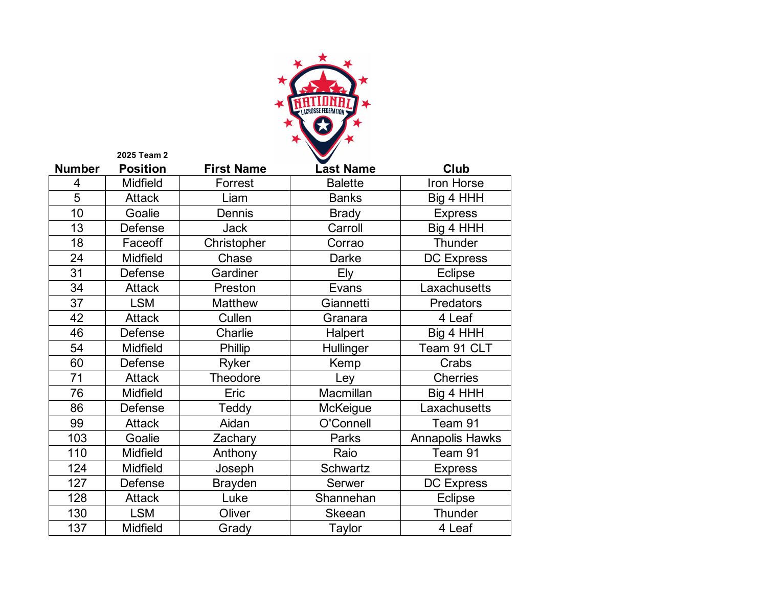**2025 Team 2**

| Number | Position | First Name | Last Name | Club |
|---|---|---|---|---|
| 4 | Midfield | Forrest | Balette | Iron Horse |
| 5 | Attack | Liam | Banks | Big 4 HHH |
| 10 | Goalie | Dennis | Brady | Express |
| 13 | Defense | Jack | Carroll | Big 4 HHH |
| 18 | Faceoff | Christopher | Corrao | Thunder |
| 24 | Midfield | Chase | Darke | DC Express |
| 31 | Defense | Gardiner | Ely | Eclipse |
| 34 | Attack | Preston | Evans | Laxachusetts |
| 37 | LSM | Matthew | Giannetti | Predators |
| 42 | Attack | Cullen | Granara | 4 Leaf |
| 46 | Defense | Charlie | Halpert | Big 4 HHH |
| 54 | Midfield | Phillip | Hullinger | Team 91 CLT |
| 60 | Defense | Ryker | Kemp | Crabs |
| 71 | Attack | Theodore | Ley | Cherries |
| 76 | Midfield | Eric | Macmillan | Big 4 HHH |
| 86 | Defense | Teddy | McKeigue | Laxachusetts |
| 99 | Attack | Aidan | O'Connell | Team 91 |
| 103 | Goalie | Zachary | Parks | Annapolis Hawks |
| 110 | Midfield | Anthony | Raio | Team 91 |
| 124 | Midfield | Joseph | Schwartz | Express |
| 127 | Defense | Brayden | Serwer | DC Express |
| 128 | Attack | Luke | Shannehan | Eclipse |
| 130 | LSM | Oliver | Skeean | Thunder |
| 137 | Midfield | Grady | Taylor | 4 Leaf |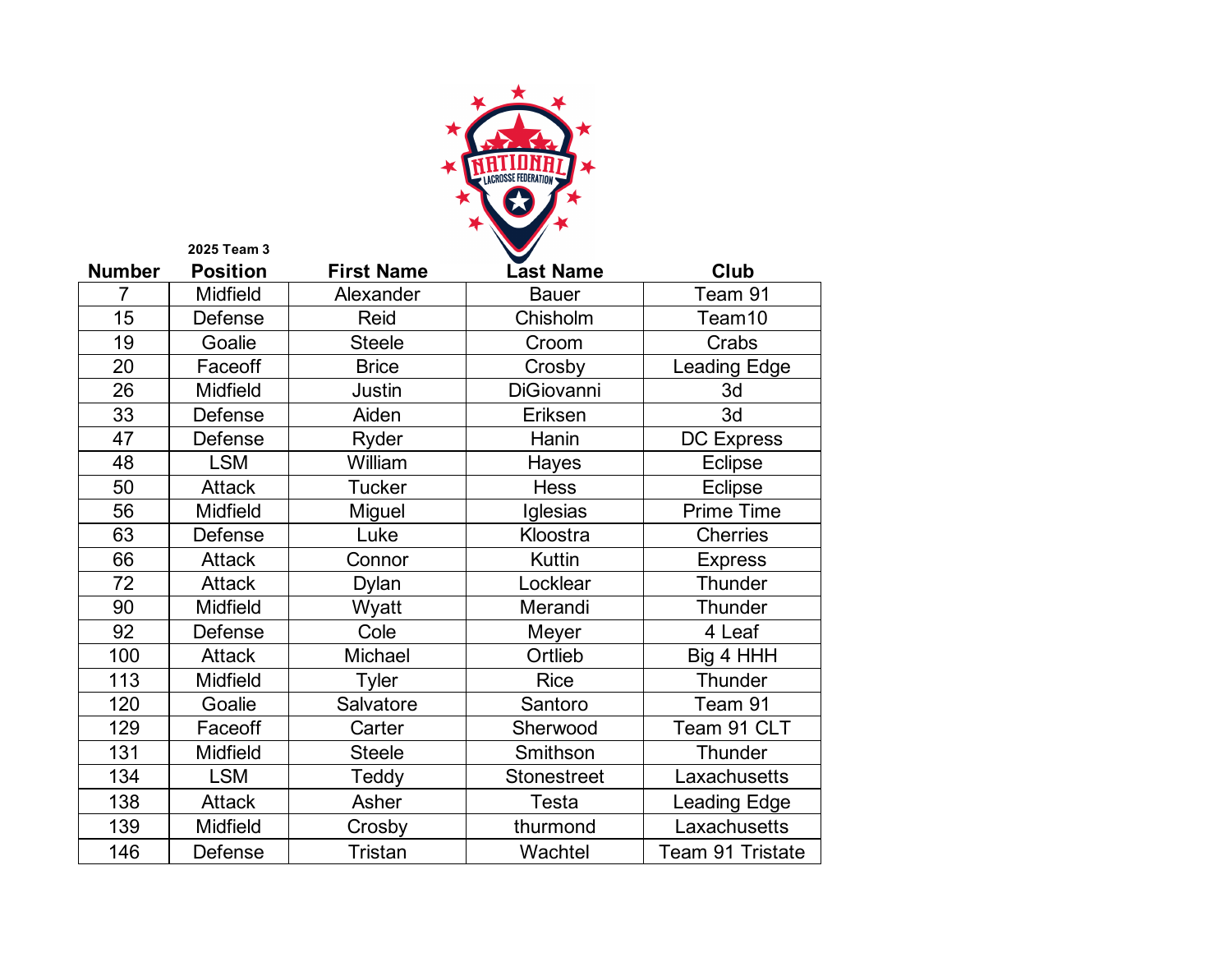2025 Team 3

| Number | Position | First Name | Last Name | Club |
|---|---|---|---|---|
| 7 | Midfield | Alexander | Bauer | Team 91 |
| 15 | Defense | Reid | Chisholm | Team10 |
| 19 | Goalie | Steele | Croom | Crabs |
| 20 | Faceoff | Brice | Crosby | Leading Edge |
| 26 | Midfield | Justin | DiGiovanni | 3d |
| 33 | Defense | Aiden | Eriksen | 3d |
| 47 | Defense | Ryder | Hanin | DC Express |
| 48 | LSM | William | Hayes | Eclipse |
| 50 | Attack | Tucker | Hess | Eclipse |
| 56 | Midfield | Miguel | Iglesias | Prime Time |
| 63 | Defense | Luke | Kloostra | Cherries |
| 66 | Attack | Connor | Kuttin | Express |
| 72 | Attack | Dylan | Locklear | Thunder |
| 90 | Midfield | Wyatt | Merandi | Thunder |
| 92 | Defense | Cole | Meyer | 4 Leaf |
| 100 | Attack | Michael | Ortlieb | Big 4 HHH |
| 113 | Midfield | Tyler | Rice | Thunder |
| 120 | Goalie | Salvatore | Santoro | Team 91 |
| 129 | Faceoff | Carter | Sherwood | Team 91 CLT |
| 131 | Midfield | Steele | Smithson | Thunder |
| 134 | LSM | Teddy | Stonestreet | Laxachusetts |
| 138 | Attack | Asher | Testa | Leading Edge |
| 139 | Midfield | Crosby | thurmond | Laxachusetts |
| 146 | Defense | Tristan | Wachtel | Team 91 Tristate |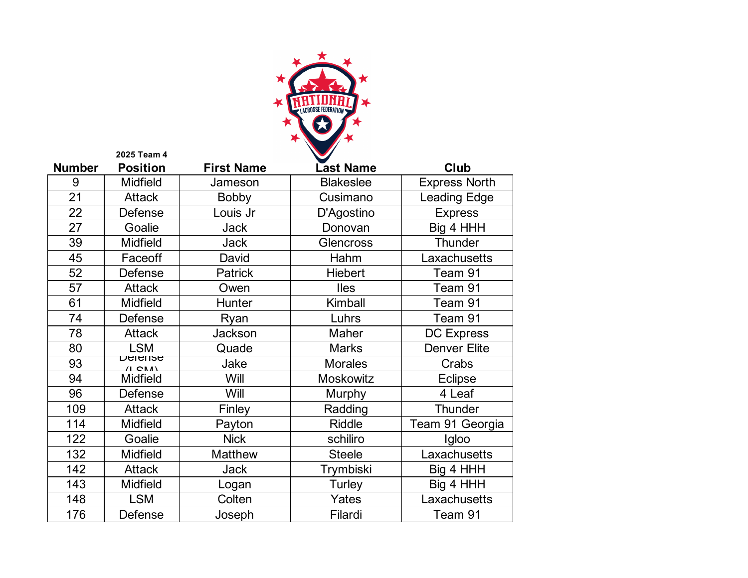**2025 Team 4**

| Number | Position | First Name | Last Name | Club |
|---|---|---|---|---|
| 9 | Midfield | Jameson | Blakeslee | Express North |
| 21 | Attack | Bobby | Cusimano | Leading Edge |
| 22 | Defense | Louis Jr | D'Agostino | Express |
| 27 | Goalie | Jack | Donovan | Big 4 HHH |
| 39 | Midfield | Jack | Glencross | Thunder |
| 45 | Faceoff | David | Hahm | Laxachusetts |
| 52 | Defense | Patrick | Hiebert | Team 91 |
| 57 | Attack | Owen | Iles | Team 91 |
| 61 | Midfield | Hunter | Kimball | Team 91 |
| 74 | Defense | Ryan | Luhrs | Team 91 |
| 78 | Attack | Jackson | Maher | DC Express |
| 80 | LSM | Quade | Marks | Denver Elite |
| 93 | Defense (LSM) | Jake | Morales | Crabs |
| 94 | Midfield | Will | Moskowitz | Eclipse |
| 96 | Defense | Will | Murphy | 4 Leaf |
| 109 | Attack | Finley | Radding | Thunder |
| 114 | Midfield | Payton | Riddle | Team 91 Georgia |
| 122 | Goalie | Nick | schiliro | Igloo |
| 132 | Midfield | Matthew | Steele | Laxachusetts |
| 142 | Attack | Jack | Trymbiski | Big 4 HHH |
| 143 | Midfield | Logan | Turley | Big 4 HHH |
| 148 | LSM | Colten | Yates | Laxachusetts |
| 176 | Defense | Joseph | Filardi | Team 91 |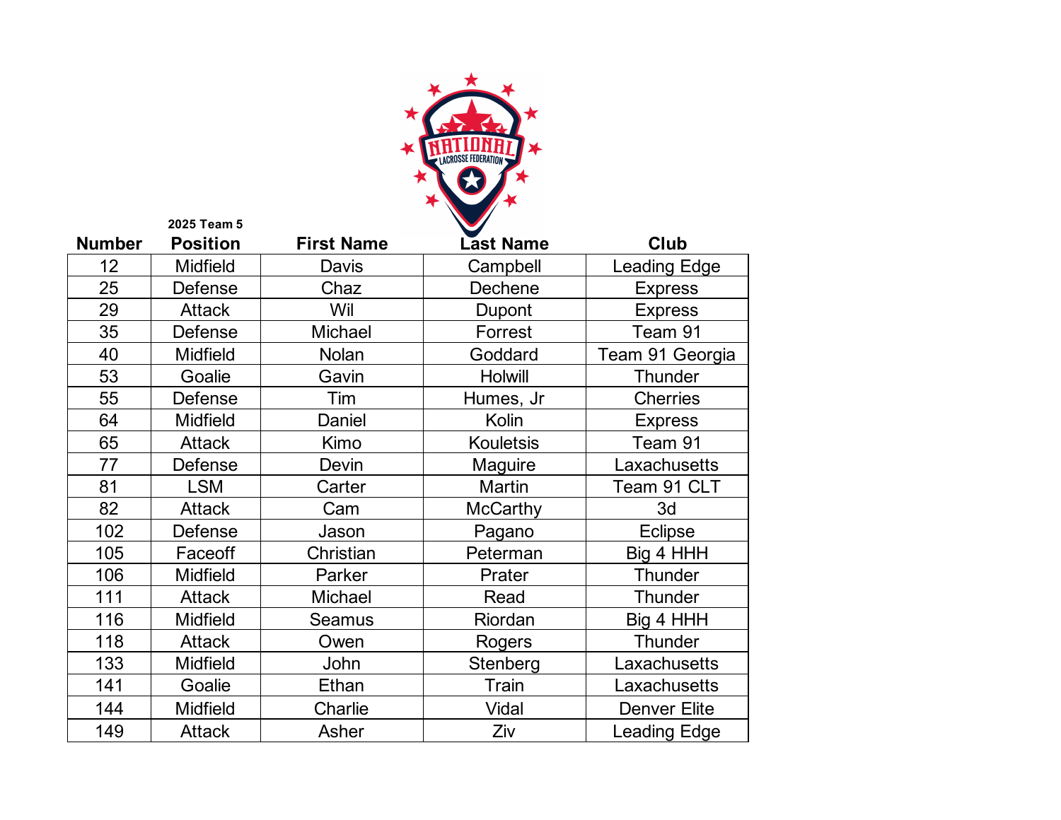2025 Team 5

| Number | Position | First Name | Last Name | Club |
|---|---|---|---|---|
| 12 | Midfield | Davis | Campbell | Leading Edge |
| 25 | Defense | Chaz | Dechene | Express |
| 29 | Attack | Wil | Dupont | Express |
| 35 | Defense | Michael | Forrest | Team 91 |
| 40 | Midfield | Nolan | Goddard | Team 91 Georgia |
| 53 | Goalie | Gavin | Holwill | Thunder |
| 55 | Defense | Tim | Humes, Jr | Cherries |
| 64 | Midfield | Daniel | Kolin | Express |
| 65 | Attack | Kimo | Kouletsis | Team 91 |
| 77 | Defense | Devin | Maguire | Laxachusetts |
| 81 | LSM | Carter | Martin | Team 91 CLT |
| 82 | Attack | Cam | McCarthy | 3d |
| 102 | Defense | Jason | Pagano | Eclipse |
| 105 | Faceoff | Christian | Peterman | Big 4 HHH |
| 106 | Midfield | Parker | Prater | Thunder |
| 111 | Attack | Michael | Read | Thunder |
| 116 | Midfield | Seamus | Riordan | Big 4 HHH |
| 118 | Attack | Owen | Rogers | Thunder |
| 133 | Midfield | John | Stenberg | Laxachusetts |
| 141 | Goalie | Ethan | Train | Laxachusetts |
| 144 | Midfield | Charlie | Vidal | Denver Elite |
| 149 | Attack | Asher | Ziv | Leading Edge |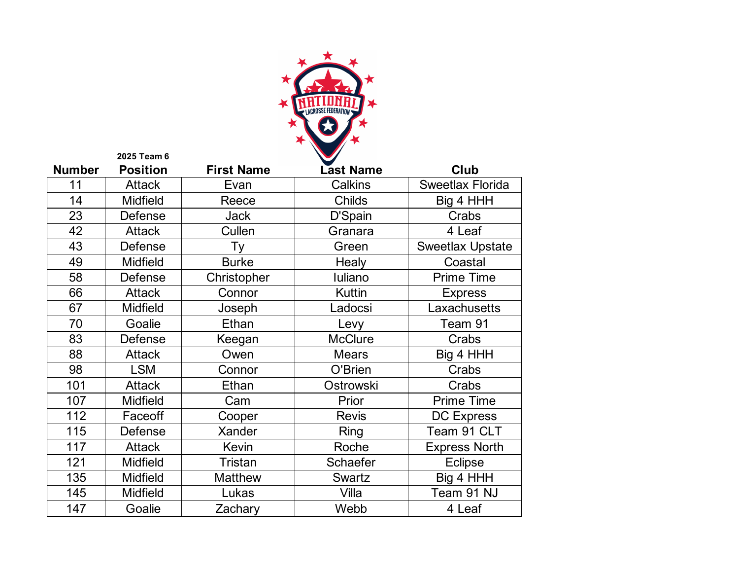2025 Team 6

| Number | Position | First Name | Last Name | Club |
|---|---|---|---|---|
| 11 | Attack | Evan | Calkins | Sweetlax Florida |
| 14 | Midfield | Reece | Childs | Big 4 HHH |
| 23 | Defense | Jack | D'Spain | Crabs |
| 42 | Attack | Cullen | Granara | 4 Leaf |
| 43 | Defense | Ty | Green | Sweetlax Upstate |
| 49 | Midfield | Burke | Healy | Coastal |
| 58 | Defense | Christopher | Iuliano | Prime Time |
| 66 | Attack | Connor | Kuttin | Express |
| 67 | Midfield | Joseph | Ladocsi | Laxachusetts |
| 70 | Goalie | Ethan | Levy | Team 91 |
| 83 | Defense | Keegan | McClure | Crabs |
| 88 | Attack | Owen | Mears | Big 4 HHH |
| 98 | LSM | Connor | O'Brien | Crabs |
| 101 | Attack | Ethan | Ostrowski | Crabs |
| 107 | Midfield | Cam | Prior | Prime Time |
| 112 | Faceoff | Cooper | Revis | DC Express |
| 115 | Defense | Xander | Ring | Team 91 CLT |
| 117 | Attack | Kevin | Roche | Express North |
| 121 | Midfield | Tristan | Schaefer | Eclipse |
| 135 | Midfield | Matthew | Swartz | Big 4 HHH |
| 145 | Midfield | Lukas | Villa | Team 91 NJ |
| 147 | Goalie | Zachary | Webb | 4 Leaf |